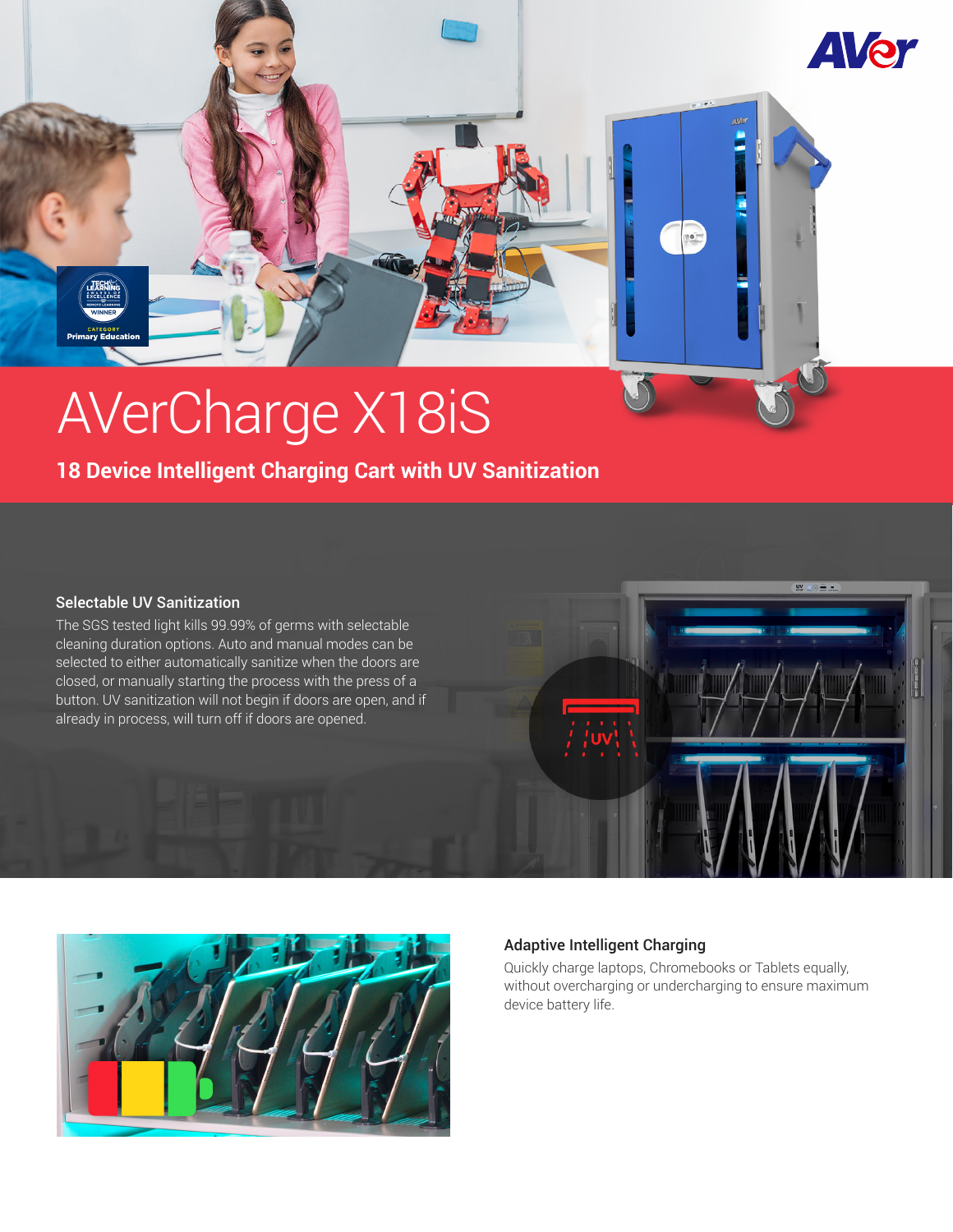# AVerCharge X18iS

## 18 Device Intelligent Charging Cart with UV Sanitization

### Selectable UV Sanitization

The SGS tested light kills 99.99% of germs with selectable cleaning duration options. Auto and manual modes can be selected to either automatically sanitize when the doors are closed, or manually starting the process with the press of a button. UV sanitization will not begin if doors are open, and if already in process, will turn off if doors are opened.

### Adaptive Intelligent Charging

Quickly charge laptops, Chromebooks or Tablets equally, without overcharging or undercharging to ensure maximum device battery life.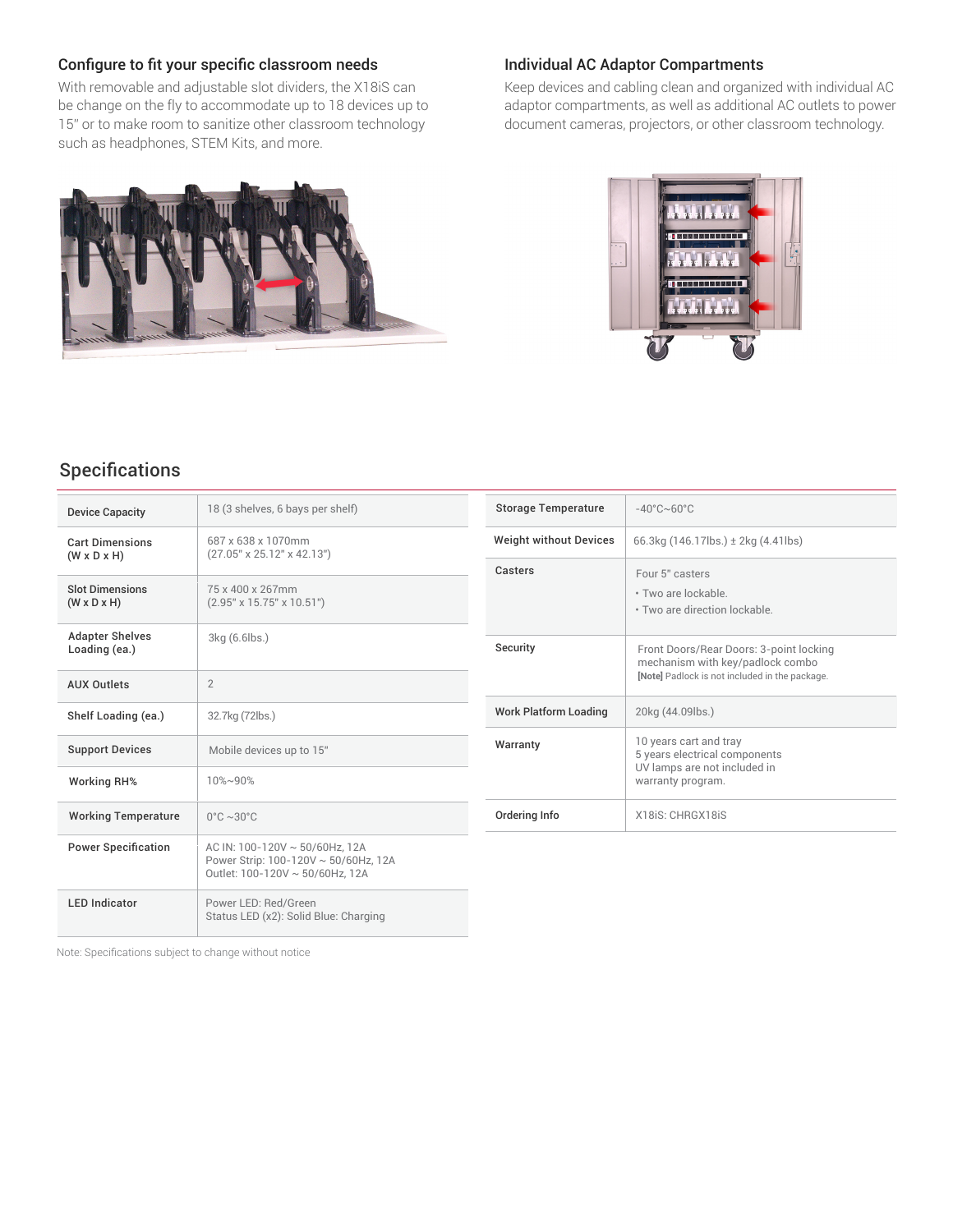### Configure to fit your specific classroom needs

With removable and adjustable slot dividers, the X18iS can be change on the fly to accommodate up to 18 devices up to 15" or to make room to sanitize other classroom technology such as headphones, STEM Kits, and more.

### Individual AC Adaptor Compartments

Keep devices and cabling clean and organized with individual AC adaptor compartments, as well as additional AC outlets to power document cameras, projectors, or other classroom technology.

## Specifications

| | |
|---|---|
| **Device Capacity** | 18 (3 shelves, 6 bays per shelf) |
| **Cart Dimensions (W x D x H)** | 687 x 638 x 1070mm<br>(27.05" x 25.12" x 42.13") |
| **Slot Dimensions (W x D x H)** | 75 x 400 x 267mm<br>(2.95" x 15.75" x 10.51") |
| **Adapter Shelves Loading (ea.)** | 3kg (6.6lbs.) |
| **AUX Outlets** | 2 |
| **Shelf Loading (ea.)** | 32.7kg (72lbs.) |
| **Support Devices** | Mobile devices up to 15" |
| **Working RH%** | 10%~90% |
| **Working Temperature** | 0°C ~30°C |
| **Power Specification** | AC IN: 100-120V ~ 50/60Hz, 12A<br>Power Strip: 100-120V ~ 50/60Hz, 12A<br>Outlet: 100-120V ~ 50/60Hz, 12A |
| **LED Indicator** | Power LED: Red/Green<br>Status LED (x2): Solid Blue: Charging |

| | |
|---|---|
| **Storage Temperature** | -40°C~60°C |
| **Weight without Devices** | 66.3kg (146.17lbs.) ± 2kg (4.41lbs) |
| **Casters** | Four 5" casters<br>• Two are lockable.<br>• Two are direction lockable. |
| **Security** | Front Doors/Rear Doors: 3-point locking mechanism with key/padlock combo<br>**[Note]** Padlock is not included in the package. |
| **Work Platform Loading** | 20kg (44.09lbs.) |
| **Warranty** | 10 years cart and tray<br>5 years electrical components<br>UV lamps are not included in warranty program. |
| **Ordering Info** | X18iS: CHRGX18iS |

Note: Specifications subject to change without notice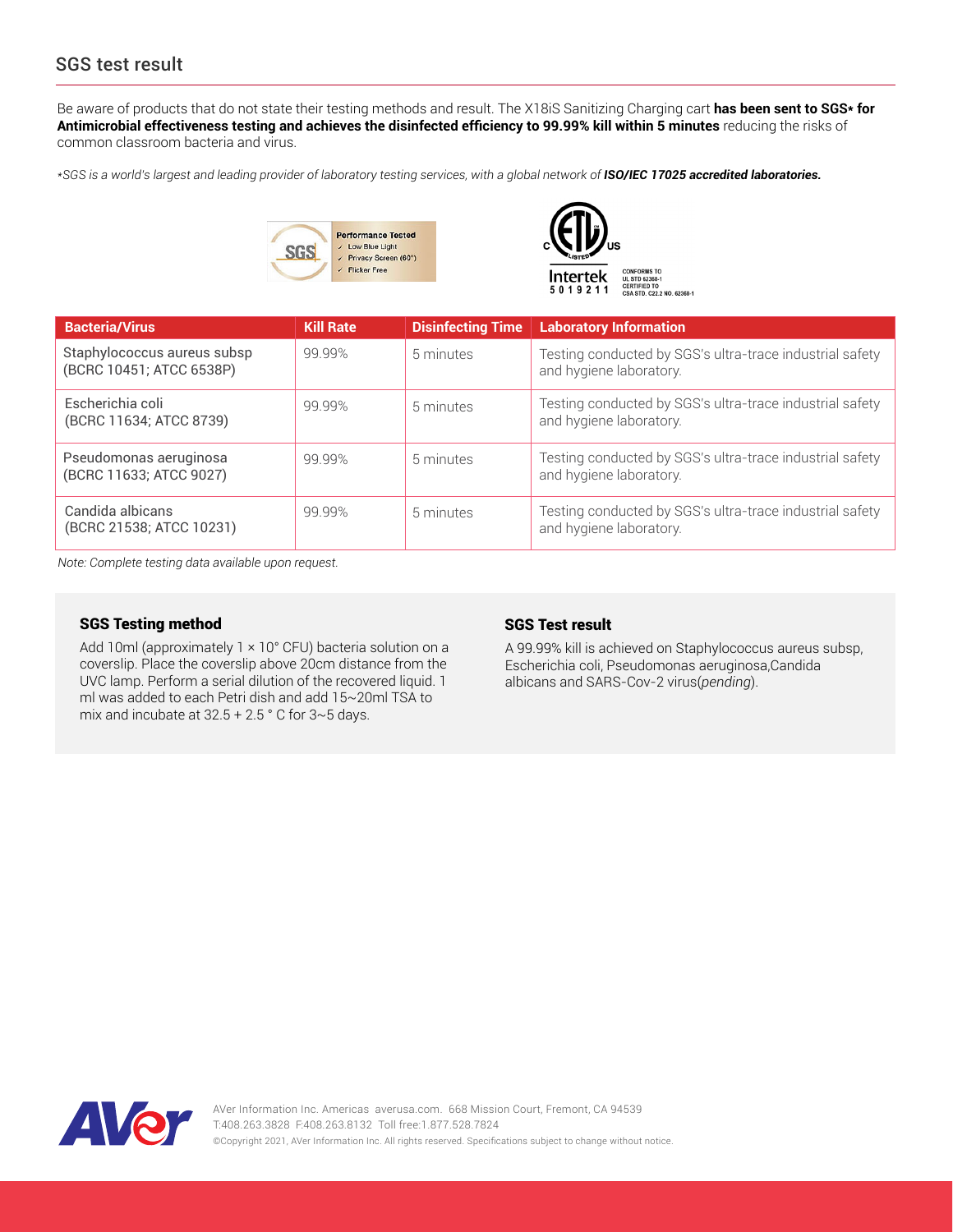## SGS test result

Be aware of products that do not state their testing methods and result. The X18iS Sanitizing Charging cart **has been sent to SGS* for Antimicrobial effectiveness testing and achieves the disinfected efficiency to 99.99% kill within 5 minutes** reducing the risks of common classroom bacteria and virus.

**SGS is a world's largest and leading provider of laboratory testing services, with a global network of* ***ISO/IEC 17025 accredited laboratories.***

SGS Performance Tested
- ✓ Low Blue Light
- ✓ Privacy Screen (60°)
- ✓ Flicker Free

c ETL LISTED us
Intertek 5019211
CONFORMS TO UL STD 62368-1
CERTIFIED TO CSA STD. C22.2 NO. 62368-1

| Bacteria/Virus | Kill Rate | Disinfecting Time | Laboratory Information |
|---|---|---|---|
| Staphylococcus aureus subsp (BCRC 10451; ATCC 6538P) | 99.99% | 5 minutes | Testing conducted by SGS's ultra-trace industrial safety and hygiene laboratory. |
| Escherichia coli (BCRC 11634; ATCC 8739) | 99.99% | 5 minutes | Testing conducted by SGS's ultra-trace industrial safety and hygiene laboratory. |
| Pseudomonas aeruginosa (BCRC 11633; ATCC 9027) | 99.99% | 5 minutes | Testing conducted by SGS's ultra-trace industrial safety and hygiene laboratory. |
| Candida albicans (BCRC 21538; ATCC 10231) | 99.99% | 5 minutes | Testing conducted by SGS's ultra-trace industrial safety and hygiene laboratory. |

*Note: Complete testing data available upon request.*

### SGS Testing method

Add 10ml (approximately 1 × 10° CFU) bacteria solution on a coverslip. Place the coverslip above 20cm distance from the UVC lamp. Perform a serial dilution of the recovered liquid. 1 ml was added to each Petri dish and add 15~20ml TSA to mix and incubate at 32.5 + 2.5 ° C for 3~5 days.

### SGS Test result

A 99.99% kill is achieved on Staphylococcus aureus subsp, Escherichia coli, Pseudomonas aeruginosa,Candida albicans and SARS-Cov-2 virus(*pending*).

AVer Information Inc. Americas averusa.com. 668 Mission Court, Fremont, CA 94539
T:408.263.3828 F:408.263.8132 Toll free:1.877.528.7824
©Copyright 2021, AVer Information Inc. All rights reserved. Specifications subject to change without notice.